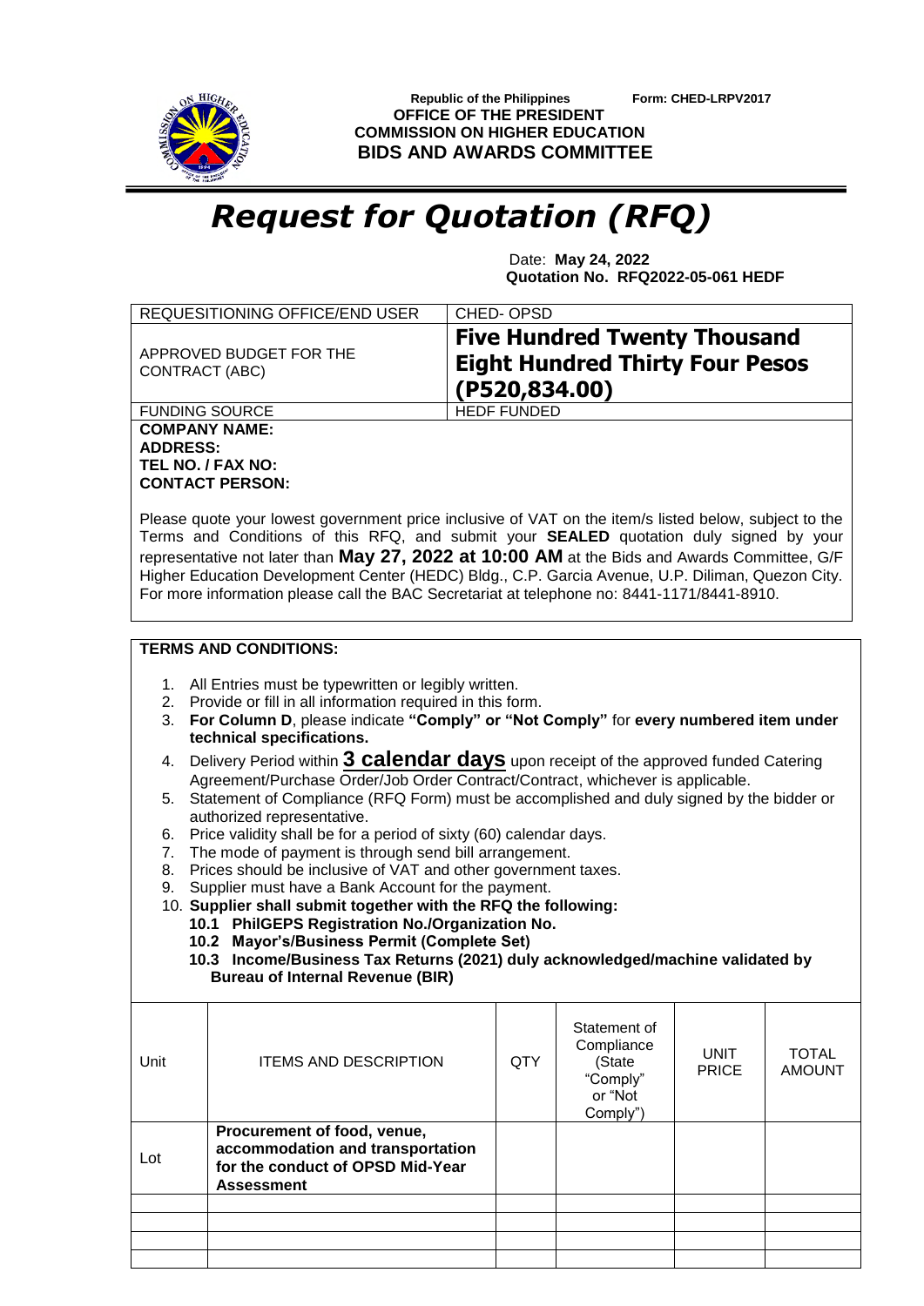**Republic of the Philippines** **Form: CHED-LRPV2017**
**OFFICE OF THE PRESIDENT**
**COMMISSION ON HIGHER EDUCATION**
**BIDS AND AWARDS COMMITTEE**

# *Request for Quotation (RFQ)*

Date: **May 24, 2022**
**Quotation No. RFQ2022-05-061 HEDF**

| REQUESITIONING OFFICE/END USER | CHED- OPSD |
|---|---|
| APPROVED BUDGET FOR THE CONTRACT (ABC) | **Five Hundred Twenty Thousand Eight Hundred Thirty Four Pesos (P520,834.00)** |
| FUNDING SOURCE | HEDF FUNDED |

**COMPANY NAME:**
**ADDRESS:**
**TEL NO. / FAX NO:**
**CONTACT PERSON:**

Please quote your lowest government price inclusive of VAT on the item/s listed below, subject to the Terms and Conditions of this RFQ, and submit your **SEALED** quotation duly signed by your representative not later than **May 27, 2022 at 10:00 AM** at the Bids and Awards Committee, G/F Higher Education Development Center (HEDC) Bldg., C.P. Garcia Avenue, U.P. Diliman, Quezon City. For more information please call the BAC Secretariat at telephone no: 8441-1171/8441-8910.

**TERMS AND CONDITIONS:**

1. All Entries must be typewritten or legibly written.
2. Provide or fill in all information required in this form.
3. **For Column D**, please indicate **"Comply" or "Not Comply"** for **every numbered item under technical specifications.**
4. Delivery Period within **3 calendar days** upon receipt of the approved funded Catering Agreement/Purchase Order/Job Order Contract/Contract, whichever is applicable.
5. Statement of Compliance (RFQ Form) must be accomplished and duly signed by the bidder or authorized representative.
6. Price validity shall be for a period of sixty (60) calendar days.
7. The mode of payment is through send bill arrangement.
8. Prices should be inclusive of VAT and other government taxes.
9. Supplier must have a Bank Account for the payment.
10. **Supplier shall submit together with the RFQ the following:**
    - **10.1 PhilGEPS Registration No./Organization No.**
    - **10.2 Mayor's/Business Permit (Complete Set)**
    - **10.3 Income/Business Tax Returns (2021) duly acknowledged/machine validated by Bureau of Internal Revenue (BIR)**

| Unit | ITEMS AND DESCRIPTION | QTY | Statement of Compliance (State "Comply" or "Not Comply") | UNIT PRICE | TOTAL AMOUNT |
|---|---|---|---|---|---|
| Lot | **Procurement of food, venue, accommodation and transportation for the conduct of OPSD Mid-Year Assessment** | | | | |
| | | | | | |
| | | | | | |
| | | | | | |
| | | | | | |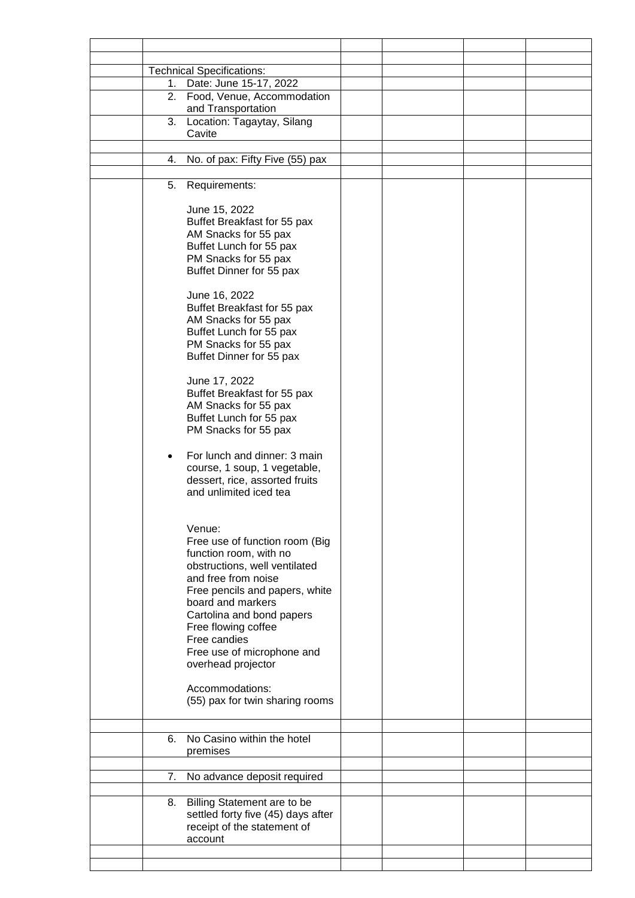| | | | | | |
|---|---|---|---|---|---|
| | | | | | |
| | Technical Specifications: | | | | |
| | 1. Date: June 15-17, 2022 | | | | |
| | 2. Food, Venue, Accommodation and Transportation | | | | |
| | 3. Location: Tagaytay, Silang Cavite | | | | |
| | | | | | |
| | 4. No. of pax: Fifty Five (55) pax | | | | |
| | | | | | |
| | 5. Requirements:<br><br>June 15, 2022<br>Buffet Breakfast for 55 pax<br>AM Snacks for 55 pax<br>Buffet Lunch for 55 pax<br>PM Snacks for 55 pax<br>Buffet Dinner for 55 pax<br><br>June 16, 2022<br>Buffet Breakfast for 55 pax<br>AM Snacks for 55 pax<br>Buffet Lunch for 55 pax<br>PM Snacks for 55 pax<br>Buffet Dinner for 55 pax<br><br>June 17, 2022<br>Buffet Breakfast for 55 pax<br>AM Snacks for 55 pax<br>Buffet Lunch for 55 pax<br>PM Snacks for 55 pax<br><br>• For lunch and dinner: 3 main course, 1 soup, 1 vegetable, dessert, rice, assorted fruits and unlimited iced tea<br><br>Venue:<br>Free use of function room (Big function room, with no obstructions, well ventilated and free from noise<br>Free pencils and papers, white board and markers<br>Cartolina and bond papers<br>Free flowing coffee<br>Free candies<br>Free use of microphone and overhead projector<br><br>Accommodations:<br>(55) pax for twin sharing rooms | | | | |
| | | | | | |
| | 6. No Casino within the hotel premises | | | | |
| | | | | | |
| | 7. No advance deposit required | | | | |
| | | | | | |
| | 8. Billing Statement are to be settled forty five (45) days after receipt of the statement of account | | | | |
| | | | | | |
| | | | | | |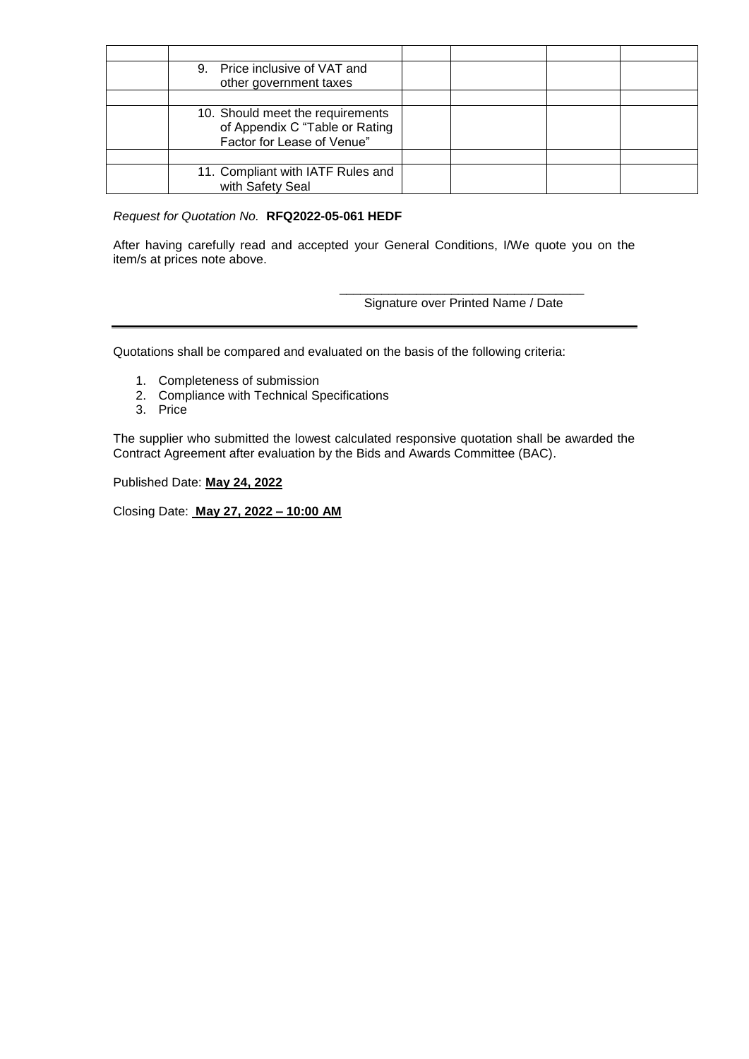| | | | | | |
|---|---|---|---|---|---|
| | | | | | |
| | 9. Price inclusive of VAT and other government taxes | | | | |
| | | | | | |
| | 10. Should meet the requirements of Appendix C "Table or Rating Factor for Lease of Venue" | | | | |
| | | | | | |
| | 11. Compliant with IATF Rules and with Safety Seal | | | | |

*Request for Quotation No.* **RFQ2022-05-061 HEDF**

After having carefully read and accepted your General Conditions, I/We quote you on the item/s at prices note above.

\_\_\_\_\_\_\_\_\_\_\_\_\_\_\_\_\_\_\_\_\_\_\_\_\_\_\_\_\_\_\_\_\_\_\_\_

Signature over Printed Name / Date

---

Quotations shall be compared and evaluated on the basis of the following criteria:

1. Completeness of submission
2. Compliance with Technical Specifications
3. Price

The supplier who submitted the lowest calculated responsive quotation shall be awarded the Contract Agreement after evaluation by the Bids and Awards Committee (BAC).

Published Date: **May 24, 2022**

Closing Date: **May 27, 2022 – 10:00 AM**